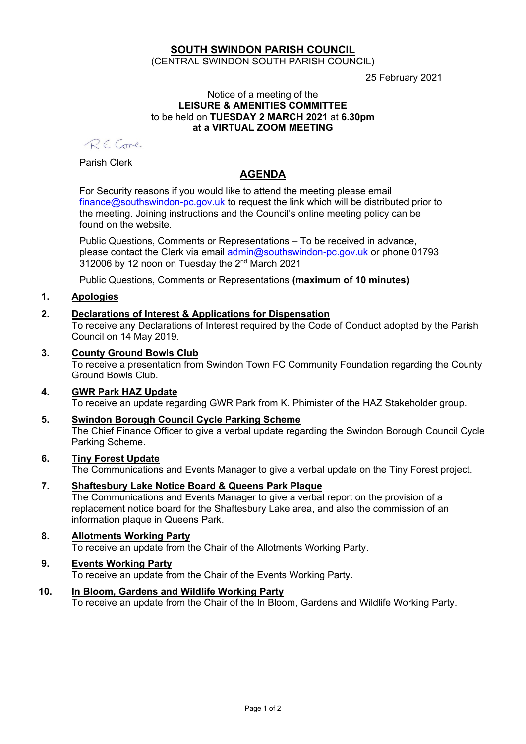# SOUTH SWINDON PARISH COUNCIL

(CENTRAL SWINDON SOUTH PARISH COUNCIL)

25 February 2021

Notice of a meeting of the
**LEISURE & AMENITIES COMMITTEE**
to be held on **TUESDAY 2 MARCH 2021** at **6.30pm**
**at a VIRTUAL ZOOM MEETING**

R E Cone

Parish Clerk

## AGENDA

For Security reasons if you would like to attend the meeting please email finance@southswindon-pc.gov.uk to request the link which will be distributed prior to the meeting. Joining instructions and the Council's online meeting policy can be found on the website.

Public Questions, Comments or Representations – To be received in advance, please contact the Clerk via email admin@southswindon-pc.gov.uk or phone 01793 312006 by 12 noon on Tuesday the 2nd March 2021

Public Questions, Comments or Representations **(maximum of 10 minutes)**

1. **Apologies**

2. **Declarations of Interest & Applications for Dispensation**
   To receive any Declarations of Interest required by the Code of Conduct adopted by the Parish Council on 14 May 2019.

3. **County Ground Bowls Club**
   To receive a presentation from Swindon Town FC Community Foundation regarding the County Ground Bowls Club.

4. **GWR Park HAZ Update**
   To receive an update regarding GWR Park from K. Phimister of the HAZ Stakeholder group.

5. **Swindon Borough Council Cycle Parking Scheme**
   The Chief Finance Officer to give a verbal update regarding the Swindon Borough Council Cycle Parking Scheme.

6. **Tiny Forest Update**
   The Communications and Events Manager to give a verbal update on the Tiny Forest project.

7. **Shaftesbury Lake Notice Board & Queens Park Plaque**
   The Communications and Events Manager to give a verbal report on the provision of a replacement notice board for the Shaftesbury Lake area, and also the commission of an information plaque in Queens Park.

8. **Allotments Working Party**
   To receive an update from the Chair of the Allotments Working Party.

9. **Events Working Party**
   To receive an update from the Chair of the Events Working Party.

10. **In Bloom, Gardens and Wildlife Working Party**
    To receive an update from the Chair of the In Bloom, Gardens and Wildlife Working Party.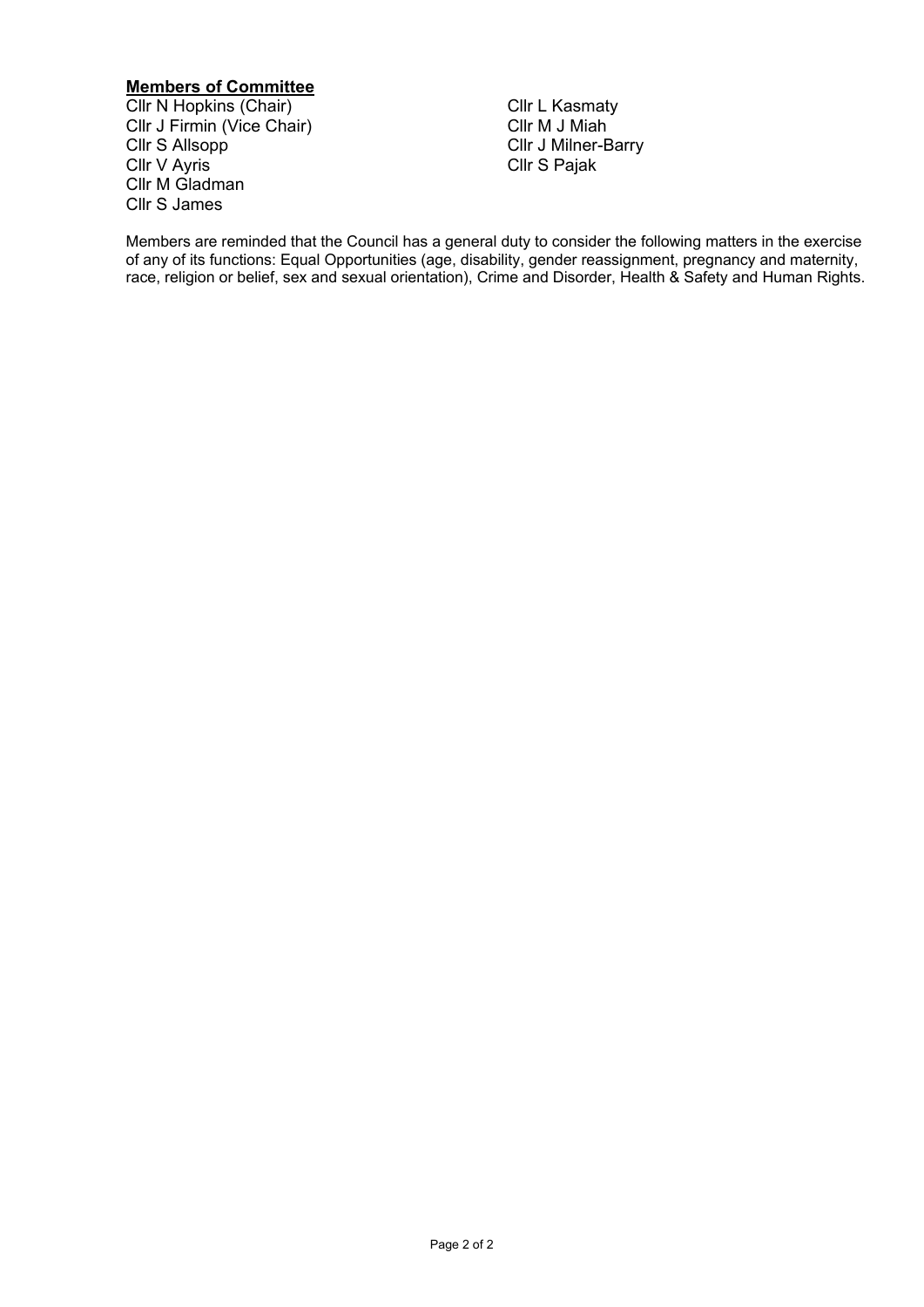**Members of Committee**

Cllr N Hopkins (Chair)
Cllr J Firmin (Vice Chair)
Cllr S Allsopp
Cllr V Ayris
Cllr M Gladman
Cllr S James
Cllr L Kasmaty
Cllr M J Miah
Cllr J Milner-Barry
Cllr S Pajak

Members are reminded that the Council has a general duty to consider the following matters in the exercise of any of its functions: Equal Opportunities (age, disability, gender reassignment, pregnancy and maternity, race, religion or belief, sex and sexual orientation), Crime and Disorder, Health & Safety and Human Rights.